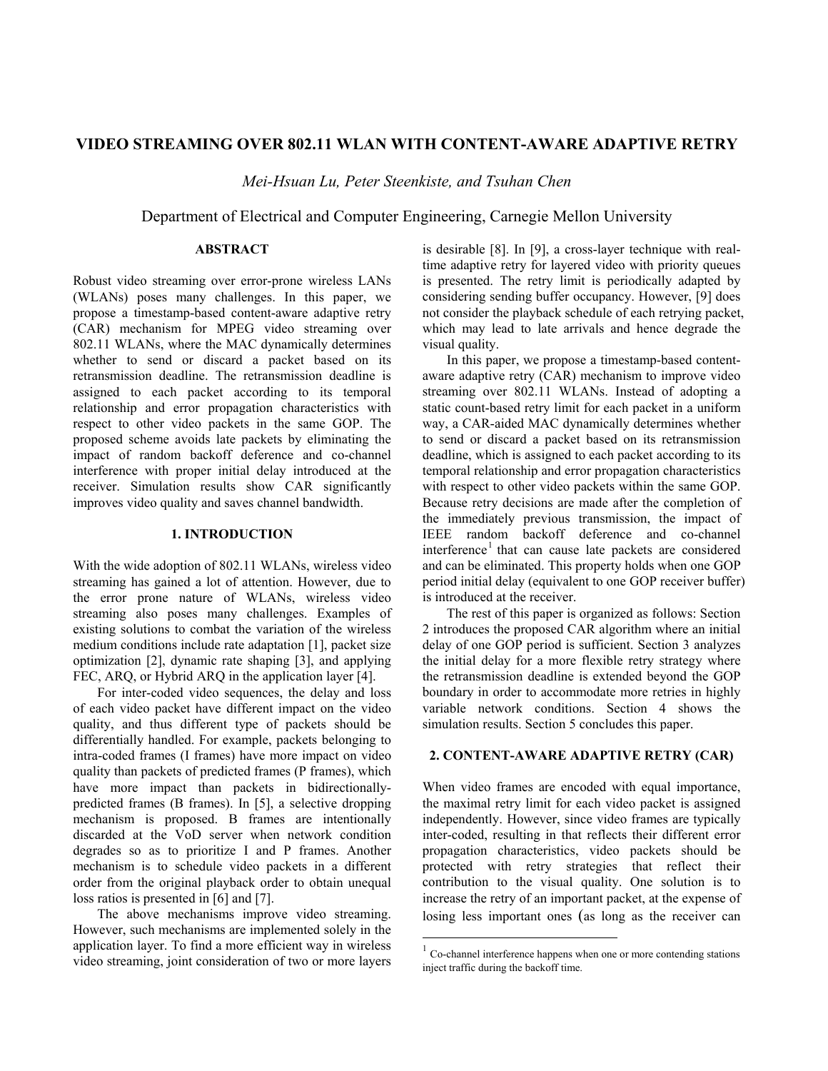# VIDEO STREAMING OVER 802.11 WLAN WITH CONTENT-AWARE ADAPTIVE RETRY

*Mei-Hsuan Lu, Peter Steenkiste, and Tsuhan Chen*

Department of Electrical and Computer Engineering, Carnegie Mellon University

## ABSTRACT

Robust video streaming over error-prone wireless LANs (WLANs) poses many challenges. In this paper, we propose a timestamp-based content-aware adaptive retry (CAR) mechanism for MPEG video streaming over 802.11 WLANs, where the MAC dynamically determines whether to send or discard a packet based on its retransmission deadline. The retransmission deadline is assigned to each packet according to its temporal relationship and error propagation characteristics with respect to other video packets in the same GOP. The proposed scheme avoids late packets by eliminating the impact of random backoff deference and co-channel interference with proper initial delay introduced at the receiver. Simulation results show CAR significantly improves video quality and saves channel bandwidth.

## 1. INTRODUCTION

With the wide adoption of 802.11 WLANs, wireless video streaming has gained a lot of attention. However, due to the error prone nature of WLANs, wireless video streaming also poses many challenges. Examples of existing solutions to combat the variation of the wireless medium conditions include rate adaptation [1], packet size optimization [2], dynamic rate shaping [3], and applying FEC, ARQ, or Hybrid ARQ in the application layer [4].

For inter-coded video sequences, the delay and loss of each video packet have different impact on the video quality, and thus different type of packets should be differentially handled. For example, packets belonging to intra-coded frames (I frames) have more impact on video quality than packets of predicted frames (P frames), which have more impact than packets in bidirectionally-predicted frames (B frames). In [5], a selective dropping mechanism is proposed. B frames are intentionally discarded at the VoD server when network condition degrades so as to prioritize I and P frames. Another mechanism is to schedule video packets in a different order from the original playback order to obtain unequal loss ratios is presented in [6] and [7].

The above mechanisms improve video streaming. However, such mechanisms are implemented solely in the application layer. To find a more efficient way in wireless video streaming, joint consideration of two or more layers is desirable [8]. In [9], a cross-layer technique with real-time adaptive retry for layered video with priority queues is presented. The retry limit is periodically adapted by considering sending buffer occupancy. However, [9] does not consider the playback schedule of each retrying packet, which may lead to late arrivals and hence degrade the visual quality.

In this paper, we propose a timestamp-based content-aware adaptive retry (CAR) mechanism to improve video streaming over 802.11 WLANs. Instead of adopting a static count-based retry limit for each packet in a uniform way, a CAR-aided MAC dynamically determines whether to send or discard a packet based on its retransmission deadline, which is assigned to each packet according to its temporal relationship and error propagation characteristics with respect to other video packets within the same GOP. Because retry decisions are made after the completion of the immediately previous transmission, the impact of IEEE random backoff deference and co-channel interference[1] that can cause late packets are considered and can be eliminated. This property holds when one GOP period initial delay (equivalent to one GOP receiver buffer) is introduced at the receiver.

The rest of this paper is organized as follows: Section 2 introduces the proposed CAR algorithm where an initial delay of one GOP period is sufficient. Section 3 analyzes the initial delay for a more flexible retry strategy where the retransmission deadline is extended beyond the GOP boundary in order to accommodate more retries in highly variable network conditions. Section 4 shows the simulation results. Section 5 concludes this paper.

## 2. CONTENT-AWARE ADAPTIVE RETRY (CAR)

When video frames are encoded with equal importance, the maximal retry limit for each video packet is assigned independently. However, since video frames are typically inter-coded, resulting in that reflects their different error propagation characteristics, video packets should be protected with retry strategies that reflect their contribution to the visual quality. One solution is to increase the retry of an important packet, at the expense of losing less important ones (as long as the receiver can

---

[1] Co-channel interference happens when one or more contending stations inject traffic during the backoff time.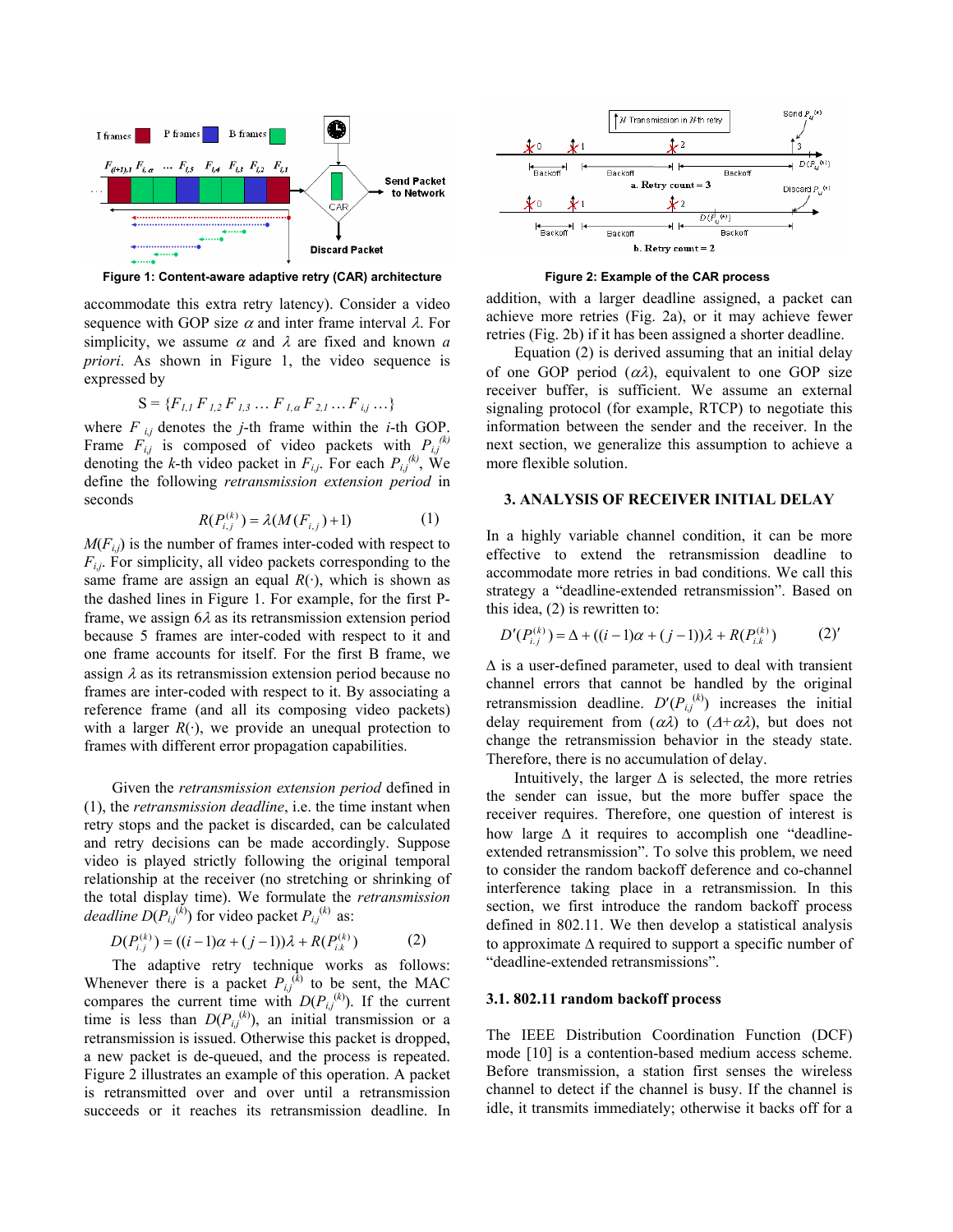Figure 1: Content-aware adaptive retry (CAR) architecture

Figure 2: Example of the CAR process

accommodate this extra retry latency). Consider a video sequence with GOP size $\alpha$ and inter frame interval $\lambda$. For simplicity, we assume $\alpha$ and $\lambda$ are fixed and known *a priori*. As shown in Figure 1, the video sequence is expressed by

$$S = \{F_{1,1}\, F_{1,2}\, F_{1,3} \ldots F_{1,\alpha}\, F_{2,1} \ldots F_{i,j} \ldots\}$$

where $F_{i,j}$ denotes the $j$-th frame within the $i$-th GOP. Frame $F_{i,j}$ is composed of video packets with $P_{i,j}^{(k)}$ denoting the $k$-th video packet in $F_{i,j}$. For each $P_{i,j}^{(k)}$, We define the following *retransmission extension period* in seconds

$$R(P_{i,j}^{(k)}) = \lambda(M(F_{i,j}) + 1) \qquad (1)$$

$M(F_{i,j})$ is the number of frames inter-coded with respect to $F_{i,j}$. For simplicity, all video packets corresponding to the same frame are assign an equal $R(\cdot)$, which is shown as the dashed lines in Figure 1. For example, for the first P-frame, we assign $6\lambda$ as its retransmission extension period because 5 frames are inter-coded with respect to it and one frame accounts for itself. For the first B frame, we assign $\lambda$ as its retransmission extension period because no frames are inter-coded with respect to it. By associating a reference frame (and all its composing video packets) with a larger $R(\cdot)$, we provide an unequal protection to frames with different error propagation capabilities.

Given the *retransmission extension period* defined in (1), the *retransmission deadline*, i.e. the time instant when retry stops and the packet is discarded, can be calculated and retry decisions can be made accordingly. Suppose video is played strictly following the original temporal relationship at the receiver (no stretching or shrinking of the total display time). We formulate the *retransmission deadline* $D(P_{i,j}^{(k)})$ for video packet $P_{i,j}^{(k)}$ as:

$$D(P_{i,j}^{(k)}) = ((i-1)\alpha + (j-1))\lambda + R(P_{i,j}^{(k)}) \qquad (2)$$

The adaptive retry technique works as follows: Whenever there is a packet $P_{i,j}^{(k)}$ to be sent, the MAC compares the current time with $D(P_{i,j}^{(k)})$. If the current time is less than $D(P_{i,j}^{(k)})$, an initial transmission or a retransmission is issued. Otherwise this packet is dropped, a new packet is de-queued, and the process is repeated. Figure 2 illustrates an example of this operation. A packet is retransmitted over and over until a retransmission succeeds or it reaches its retransmission deadline. In addition, with a larger deadline assigned, a packet can achieve more retries (Fig. 2a), or it may achieve fewer retries (Fig. 2b) if it has been assigned a shorter deadline.

Equation (2) is derived assuming that an initial delay of one GOP period ($\alpha\lambda$), equivalent to one GOP size receiver buffer, is sufficient. We assume an external signaling protocol (for example, RTCP) to negotiate this information between the sender and the receiver. In the next section, we generalize this assumption to achieve a more flexible solution.

## 3. ANALYSIS OF RECEIVER INITIAL DELAY

In a highly variable channel condition, it can be more effective to extend the retransmission deadline to accommodate more retries in bad conditions. We call this strategy a "deadline-extended retransmission". Based on this idea, (2) is rewritten to:

$$D'(P_{i,j}^{(k)}) = \Delta + ((i-1)\alpha + (j-1))\lambda + R(P_{i,k}^{(k)}) \qquad (2)'$$

$\Delta$ is a user-defined parameter, used to deal with transient channel errors that cannot be handled by the original retransmission deadline. $D'(P_{i,j}^{(k)})$ increases the initial delay requirement from $(\alpha\lambda)$ to $(\Delta+\alpha\lambda)$, but does not change the retransmission behavior in the steady state. Therefore, there is no accumulation of delay.

Intuitively, the larger $\Delta$ is selected, the more retries the sender can issue, but the more buffer space the receiver requires. Therefore, one question of interest is how large $\Delta$ it requires to accomplish one "deadline-extended retransmission". To solve this problem, we need to consider the random backoff deference and co-channel interference taking place in a retransmission. In this section, we first introduce the random backoff process defined in 802.11. We then develop a statistical analysis to approximate $\Delta$ required to support a specific number of "deadline-extended retransmissions".

### 3.1. 802.11 random backoff process

The IEEE Distribution Coordination Function (DCF) mode [10] is a contention-based medium access scheme. Before transmission, a station first senses the wireless channel to detect if the channel is busy. If the channel is idle, it transmits immediately; otherwise it backs off for a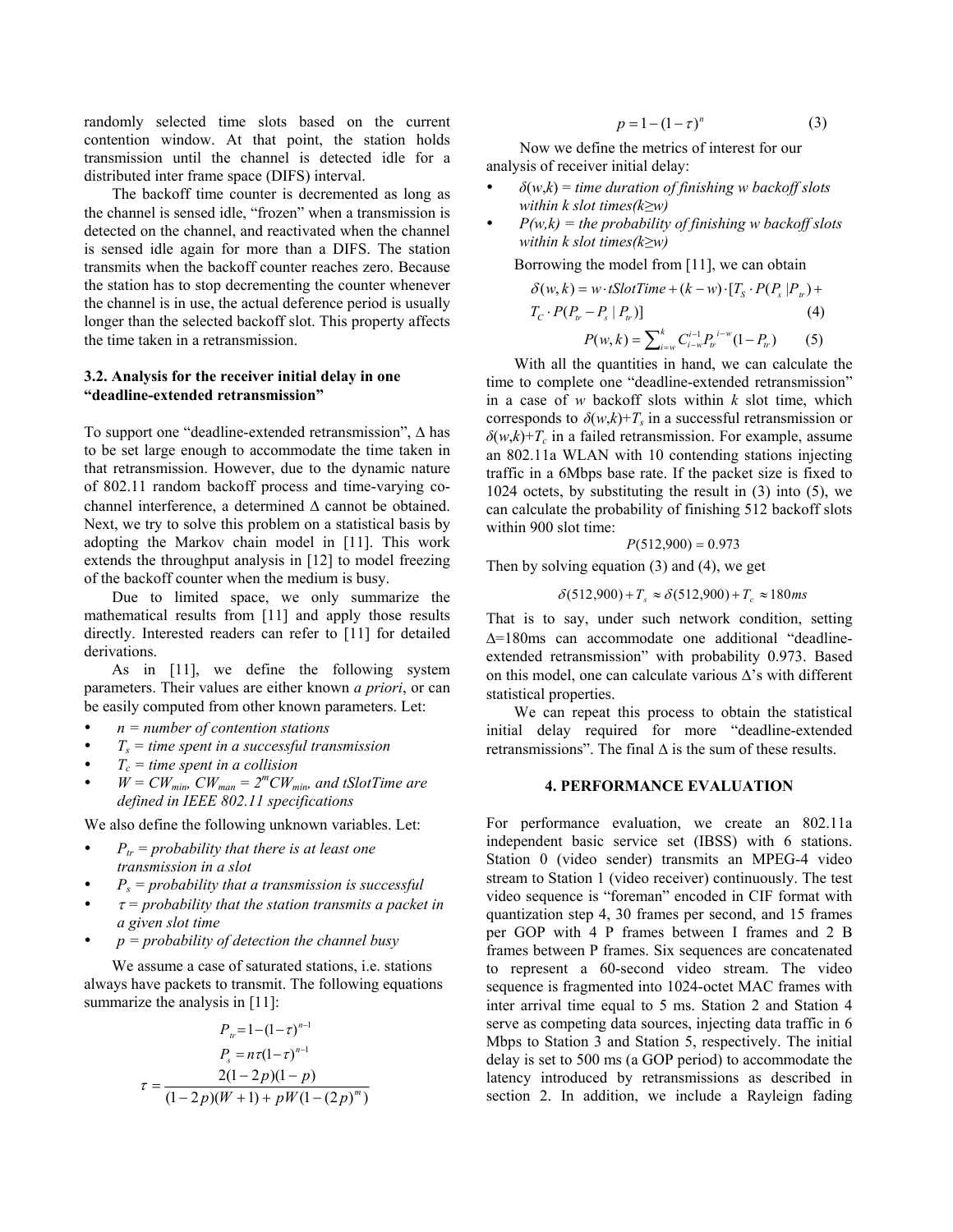randomly selected time slots based on the current contention window. At that point, the station holds transmission until the channel is detected idle for a distributed inter frame space (DIFS) interval.

The backoff time counter is decremented as long as the channel is sensed idle, "frozen" when a transmission is detected on the channel, and reactivated when the channel is sensed idle again for more than a DIFS. The station transmits when the backoff counter reaches zero. Because the station has to stop decrementing the counter whenever the channel is in use, the actual deference period is usually longer than the selected backoff slot. This property affects the time taken in a retransmission.

### 3.2. Analysis for the receiver initial delay in one "deadline-extended retransmission"

To support one "deadline-extended retransmission", $\Delta$ has to be set large enough to accommodate the time taken in that retransmission. However, due to the dynamic nature of 802.11 random backoff process and time-varying co-channel interference, a determined $\Delta$ cannot be obtained. Next, we try to solve this problem on a statistical basis by adopting the Markov chain model in [11]. This work extends the throughput analysis in [12] to model freezing of the backoff counter when the medium is busy.

Due to limited space, we only summarize the mathematical results from [11] and apply those results directly. Interested readers can refer to [11] for detailed derivations.

As in [11], we define the following system parameters. Their values are either known *a priori*, or can be easily computed from other known parameters. Let:

- *n = number of contention stations*
- $T_s$ *= time spent in a successful transmission*
- $T_c$ *= time spent in a collision*
- $W = CW_{min}$, $CW_{man} = 2^m CW_{min}$, *and tSlotTime are defined in IEEE 802.11 specifications*

We also define the following unknown variables. Let:

- $P_{tr}$ *= probability that there is at least one transmission in a slot*
- $P_s$ *= probability that a transmission is successful*
- $\tau$ *= probability that the station transmits a packet in a given slot time*
- *p = probability of detection the channel busy*

We assume a case of saturated stations, i.e. stations always have packets to transmit. The following equations summarize the analysis in [11]:

$$P_{tr} = 1-(1-\tau)^{n-1}$$

$$P_s = n\tau(1-\tau)^{n-1}$$

$$\tau = \frac{2(1-2p)(1-p)}{(1-2p)(W+1)+pW(1-(2p)^m)}$$

$$p = 1-(1-\tau)^n \qquad (3)$$

Now we define the metrics of interest for our analysis of receiver initial delay:

- $\delta(w,k)$ *= time duration of finishing w backoff slots within k slot times(k≥w)*
- *P(w,k) = the probability of finishing w backoff slots within k slot times(k≥w)*

Borrowing the model from [11], we can obtain

$$\delta(w,k) = w \cdot tSlotTime + (k-w)\cdot[T_S \cdot P(P_s \mid P_{tr}) + T_C \cdot P(P_{tr} - P_s \mid P_{tr})] \qquad (4)$$

$$P(w,k) = \sum_{i=w}^{k} C_{i-w}^{i-1} P_{tr}^{\,i-w}(1-P_{tr}) \qquad (5)$$

With all the quantities in hand, we can calculate the time to complete one "deadline-extended retransmission" in a case of *w* backoff slots within *k* slot time, which corresponds to $\delta(w,k)+T_s$ in a successful retransmission or $\delta(w,k)+T_c$ in a failed retransmission. For example, assume an 802.11a WLAN with 10 contending stations injecting traffic in a 6Mbps base rate. If the packet size is fixed to 1024 octets, by substituting the result in (3) into (5), we can calculate the probability of finishing 512 backoff slots within 900 slot time:

$$P(512,900) = 0.973$$

Then by solving equation (3) and (4), we get

$$\delta(512,900) + T_s \approx \delta(512,900) + T_c \approx 180ms$$

That is to say, under such network condition, setting $\Delta$=180ms can accommodate one additional "deadline-extended retransmission" with probability 0.973. Based on this model, one can calculate various $\Delta$'s with different statistical properties.

We can repeat this process to obtain the statistical initial delay required for more "deadline-extended retransmissions". The final $\Delta$ is the sum of these results.

## 4. PERFORMANCE EVALUATION

For performance evaluation, we create an 802.11a independent basic service set (IBSS) with 6 stations. Station 0 (video sender) transmits an MPEG-4 video stream to Station 1 (video receiver) continuously. The test video sequence is "foreman" encoded in CIF format with quantization step 4, 30 frames per second, and 15 frames per GOP with 4 P frames between I frames and 2 B frames between P frames. Six sequences are concatenated to represent a 60-second video stream. The video sequence is fragmented into 1024-octet MAC frames with inter arrival time equal to 5 ms. Station 2 and Station 4 serve as competing data sources, injecting data traffic in 6 Mbps to Station 3 and Station 5, respectively. The initial delay is set to 500 ms (a GOP period) to accommodate the latency introduced by retransmissions as described in section 2. In addition, we include a Rayleign fading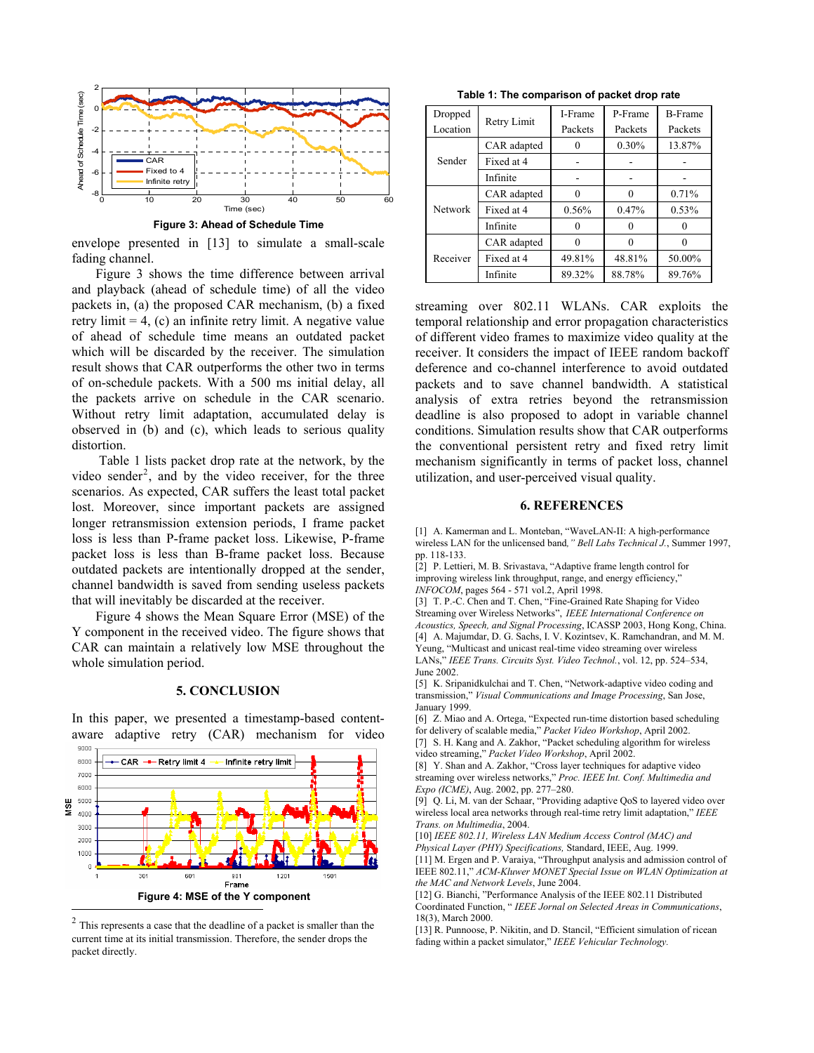Ahead of Schedule Time (sec)

2
0
-2
-4
-6
-8

CAR
Fixed to 4
Infinite retry

0 10 20 30 40 50 60

Time (sec)

**Figure 3: Ahead of Schedule Time**

envelope presented in [13] to simulate a small-scale fading channel.

Figure 3 shows the time difference between arrival and playback (ahead of schedule time) of all the video packets in, (a) the proposed CAR mechanism, (b) a fixed retry limit = 4, (c) an infinite retry limit. A negative value of ahead of schedule time means an outdated packet which will be discarded by the receiver. The simulation result shows that CAR outperforms the other two in terms of on-schedule packets. With a 500 ms initial delay, all the packets arrive on schedule in the CAR scenario. Without retry limit adaptation, accumulated delay is observed in (b) and (c), which leads to serious quality distortion.

Table 1 lists packet drop rate at the network, by the video sender[2], and by the video receiver, for the three scenarios. As expected, CAR suffers the least total packet lost. Moreover, since important packets are assigned longer retransmission extension periods, I frame packet loss is less than P-frame packet loss. Likewise, P-frame packet loss is less than B-frame packet loss. Because outdated packets are intentionally dropped at the sender, channel bandwidth is saved from sending useless packets that will inevitably be discarded at the receiver.

Figure 4 shows the Mean Square Error (MSE) of the Y component in the received video. The figure shows that CAR can maintain a relatively low MSE throughout the whole simulation period.

## 5. CONCLUSION

In this paper, we presented a timestamp-based content-aware adaptive retry (CAR) mechanism for video streaming over 802.11 WLANs. CAR exploits the temporal relationship and error propagation characteristics of different video frames to maximize video quality at the receiver. It considers the impact of IEEE random backoff deference and co-channel interference to avoid outdated packets and to save channel bandwidth. A statistical analysis of extra retries beyond the retransmission deadline is also proposed to adopt in variable channel conditions. Simulation results show that CAR outperforms the conventional persistent retry and fixed retry limit mechanism significantly in terms of packet loss, channel utilization, and user-perceived visual quality.

MSE

9000
8000
7000
6000
5000
4000
3000
2000
1000
0

CAR
Retry limit 4
Infinite retry limit

1 301 601 901 1201 1501

Frame

**Figure 4: MSE of the Y component**

**Table 1: The comparison of packet drop rate**

| Dropped Location | Retry Limit | I-Frame Packets | P-Frame Packets | B-Frame Packets |
|---|---|---|---|---|
| Sender | CAR adapted | 0 | 0.30% | 13.87% |
| | Fixed at 4 | - | - | - |
| | Infinite | - | - | - |
| Network | CAR adapted | 0 | 0 | 0.71% |
| | Fixed at 4 | 0.56% | 0.47% | 0.53% |
| | Infinite | 0 | 0 | 0 |
| Receiver | CAR adapted | 0 | 0 | 0 |
| | Fixed at 4 | 49.81% | 48.81% | 50.00% |
| | Infinite | 89.32% | 88.78% | 89.76% |

## 6. REFERENCES

[1] A. Kamerman and L. Monteban, "WaveLAN-II: A high-performance wireless LAN for the unlicensed band," *Bell Labs Technical J.*, Summer 1997, pp. 118-133.

[2] P. Lettieri, M. B. Srivastava, "Adaptive frame length control for improving wireless link throughput, range, and energy efficiency," *INFOCOM*, pages 564 - 571 vol.2, April 1998.

[3] T. P.-C. Chen and T. Chen, "Fine-Grained Rate Shaping for Video Streaming over Wireless Networks", *IEEE International Conference on Acoustics, Speech, and Signal Processing*, ICASSP 2003, Hong Kong, China.

[4] A. Majumdar, D. G. Sachs, I. V. Kozintsev, K. Ramchandran, and M. M. Yeung, "Multicast and unicast real-time video streaming over wireless LANs," *IEEE Trans. Circuits Syst. Video Technol.*, vol. 12, pp. 524–534, June 2002.

[5] K. Sripanidkulchai and T. Chen, "Network-adaptive video coding and transmission," *Visual Communications and Image Processing*, San Jose, January 1999.

[6] Z. Miao and A. Ortega, "Expected run-time distortion based scheduling for delivery of scalable media," *Packet Video Workshop*, April 2002.

[7] S. H. Kang and A. Zakhor, "Packet scheduling algorithm for wireless video streaming," *Packet Video Workshop*, April 2002.

[8] Y. Shan and A. Zakhor, "Cross layer techniques for adaptive video streaming over wireless networks," *Proc. IEEE Int. Conf. Multimedia and Expo (ICME)*, Aug. 2002, pp. 277–280.

[9] Q. Li, M. van der Schaar, "Providing adaptive QoS to layered video over wireless local area networks through real-time retry limit adaptation," *IEEE Trans. on Multimedia*, 2004.

[10] *IEEE 802.11, Wireless LAN Medium Access Control (MAC) and Physical Layer (PHY) Specifications,* Standard, IEEE, Aug. 1999.

[11] M. Ergen and P. Varaiya, "Throughput analysis and admission control of IEEE 802.11," *ACM-Kluwer MONET Special Issue on WLAN Optimization at the MAC and Network Levels*, June 2004.

[12] G. Bianchi, "Performance Analysis of the IEEE 802.11 Distributed Coordinated Function, " *IEEE Jornal on Selected Areas in Communications*, 18(3), March 2000.

[13] R. Punnoose, P. Nikitin, and D. Stancil, "Efficient simulation of ricean fading within a packet simulator," *IEEE Vehicular Technology.*

[2] This represents a case that the deadline of a packet is smaller than the current time at its initial transmission. Therefore, the sender drops the packet directly.